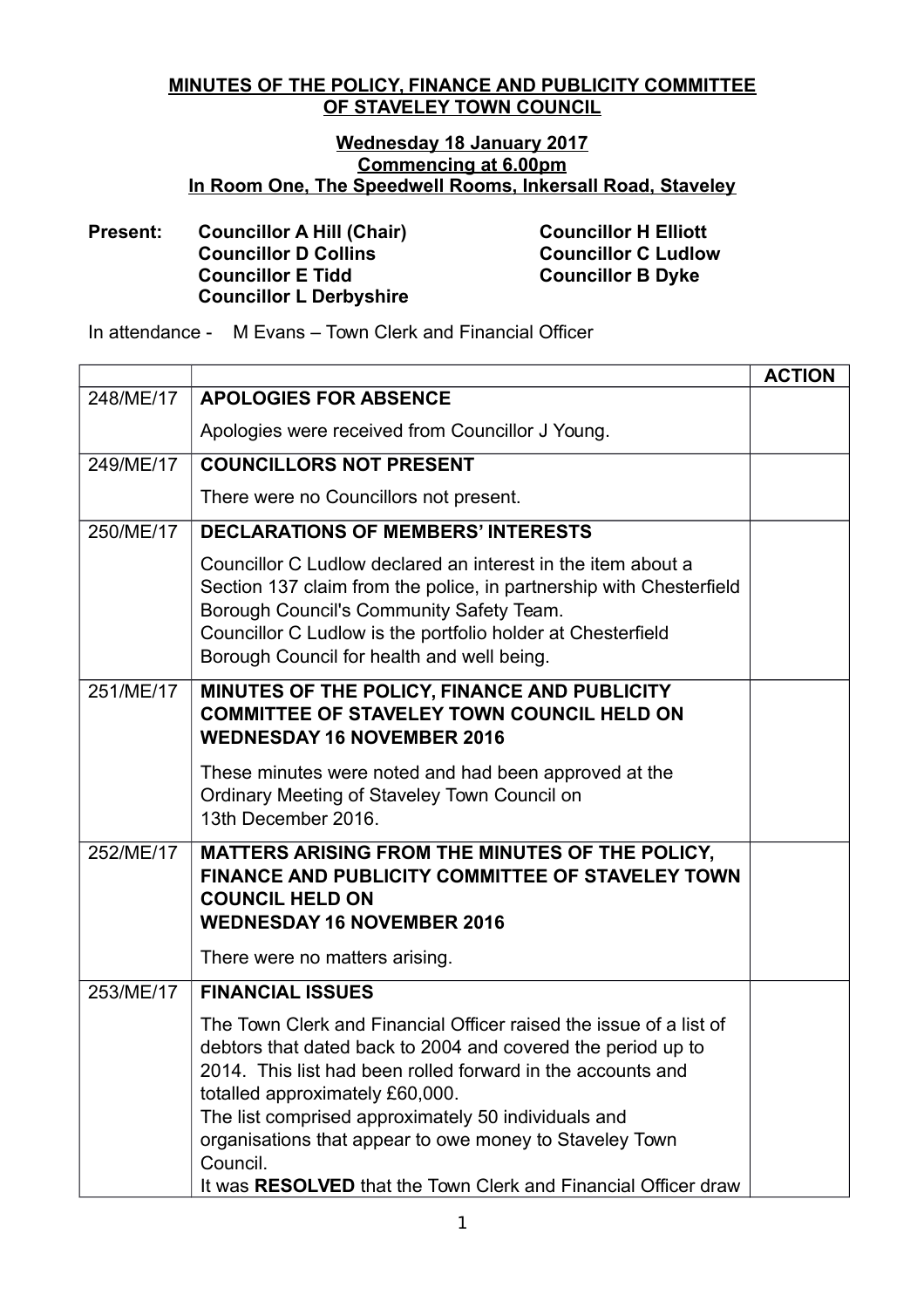**MINUTES OF THE POLICY, FINANCE AND PUBLICITY COMMITTEE OF STAVELEY TOWN COUNCIL**

**Wednesday 18 January 2017**
**Commencing at 6.00pm**
**In Room One, The Speedwell Rooms, Inkersall Road, Staveley**

**Present:** **Councillor A Hill (Chair)**
**Councillor D Collins**
**Councillor E Tidd**
**Councillor L Derbyshire**
**Councillor H Elliott**
**Councillor C Ludlow**
**Councillor B Dyke**

In attendance - M Evans – Town Clerk and Financial Officer

| | | **ACTION** |
|---|---|---|
| 248/ME/17 | **APOLOGIES FOR ABSENCE**<br><br>Apologies were received from Councillor J Young. | |
| 249/ME/17 | **COUNCILLORS NOT PRESENT**<br><br>There were no Councillors not present. | |
| 250/ME/17 | **DECLARATIONS OF MEMBERS' INTERESTS**<br><br>Councillor C Ludlow declared an interest in the item about a Section 137 claim from the police, in partnership with Chesterfield Borough Council's Community Safety Team.<br>Councillor C Ludlow is the portfolio holder at Chesterfield Borough Council for health and well being. | |
| 251/ME/17 | **MINUTES OF THE POLICY, FINANCE AND PUBLICITY COMMITTEE OF STAVELEY TOWN COUNCIL HELD ON WEDNESDAY 16 NOVEMBER 2016**<br><br>These minutes were noted and had been approved at the Ordinary Meeting of Staveley Town Council on 13th December 2016. | |
| 252/ME/17 | **MATTERS ARISING FROM THE MINUTES OF THE POLICY, FINANCE AND PUBLICITY COMMITTEE OF STAVELEY TOWN COUNCIL HELD ON WEDNESDAY 16 NOVEMBER 2016**<br><br>There were no matters arising. | |
| 253/ME/17 | **FINANCIAL ISSUES**<br><br>The Town Clerk and Financial Officer raised the issue of a list of debtors that dated back to 2004 and covered the period up to 2014. This list had been rolled forward in the accounts and totalled approximately £60,000.<br>The list comprised approximately 50 individuals and organisations that appear to owe money to Staveley Town Council.<br>It was **RESOLVED** that the Town Clerk and Financial Officer draw | |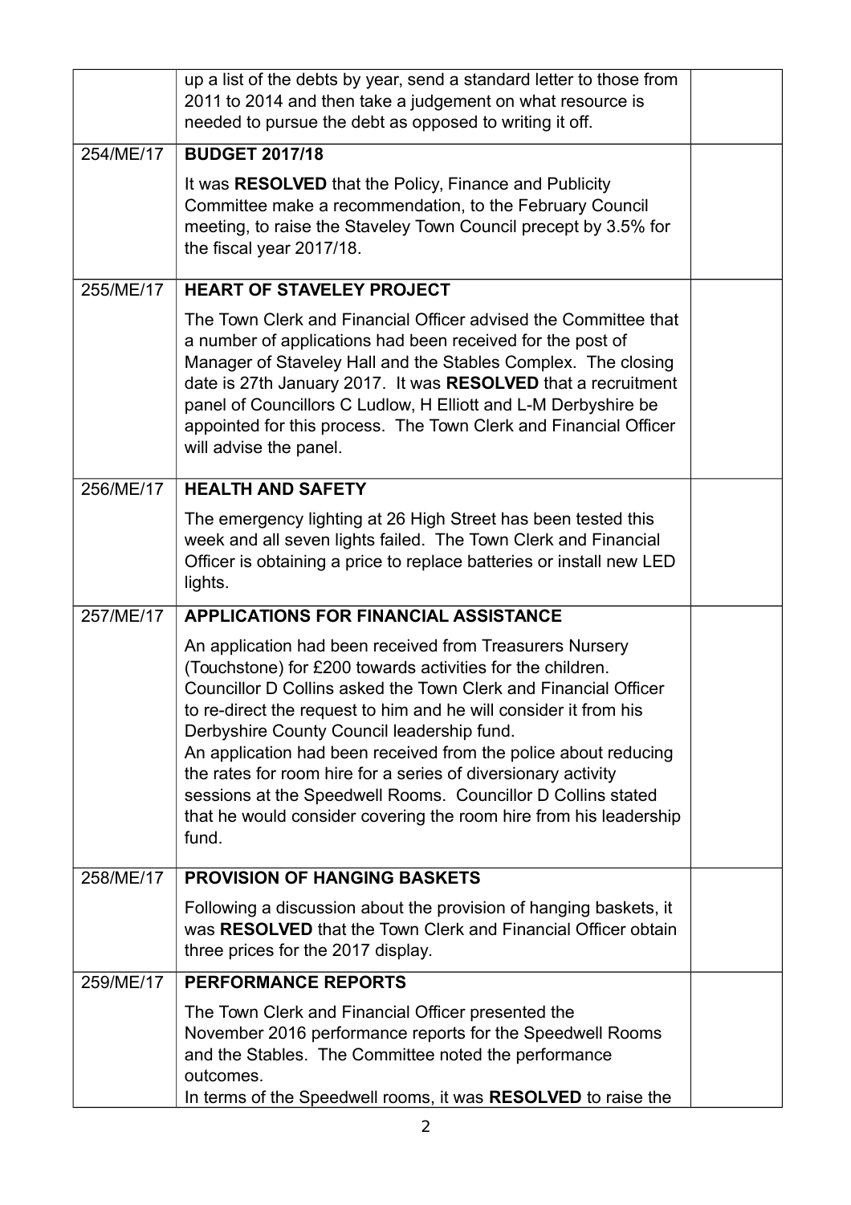| | | |
|---|---|---|
| | up a list of the debts by year, send a standard letter to those from 2011 to 2014 and then take a judgement on what resource is needed to pursue the debt as opposed to writing it off. | |
| 254/ME/17 | **BUDGET 2017/18**<br><br>It was **RESOLVED** that the Policy, Finance and Publicity Committee make a recommendation, to the February Council meeting, to raise the Staveley Town Council precept by 3.5% for the fiscal year 2017/18. | |
| 255/ME/17 | **HEART OF STAVELEY PROJECT**<br><br>The Town Clerk and Financial Officer advised the Committee that a number of applications had been received for the post of Manager of Staveley Hall and the Stables Complex. The closing date is 27th January 2017. It was **RESOLVED** that a recruitment panel of Councillors C Ludlow, H Elliott and L-M Derbyshire be appointed for this process. The Town Clerk and Financial Officer will advise the panel. | |
| 256/ME/17 | **HEALTH AND SAFETY**<br><br>The emergency lighting at 26 High Street has been tested this week and all seven lights failed. The Town Clerk and Financial Officer is obtaining a price to replace batteries or install new LED lights. | |
| 257/ME/17 | **APPLICATIONS FOR FINANCIAL ASSISTANCE**<br><br>An application had been received from Treasurers Nursery (Touchstone) for £200 towards activities for the children. Councillor D Collins asked the Town Clerk and Financial Officer to re-direct the request to him and he will consider it from his Derbyshire County Council leadership fund.<br>An application had been received from the police about reducing the rates for room hire for a series of diversionary activity sessions at the Speedwell Rooms. Councillor D Collins stated that he would consider covering the room hire from his leadership fund. | |
| 258/ME/17 | **PROVISION OF HANGING BASKETS**<br><br>Following a discussion about the provision of hanging baskets, it was **RESOLVED** that the Town Clerk and Financial Officer obtain three prices for the 2017 display. | |
| 259/ME/17 | **PERFORMANCE REPORTS**<br><br>The Town Clerk and Financial Officer presented the November 2016 performance reports for the Speedwell Rooms and the Stables. The Committee noted the performance outcomes.<br>In terms of the Speedwell rooms, it was **RESOLVED** to raise the | |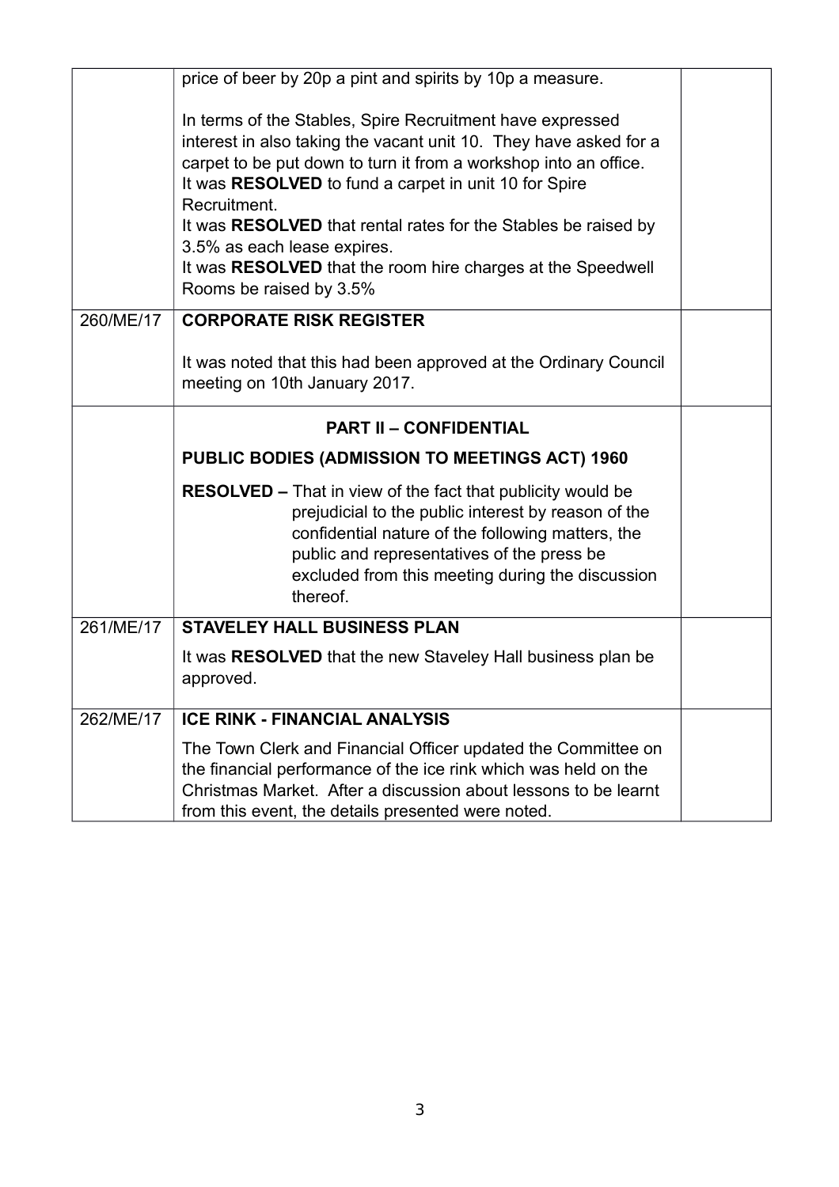| | | |
|---|---|---|
| | price of beer by 20p a pint and spirits by 10p a measure.<br><br>In terms of the Stables, Spire Recruitment have expressed interest in also taking the vacant unit 10. They have asked for a carpet to be put down to turn it from a workshop into an office.<br>It was **RESOLVED** to fund a carpet in unit 10 for Spire Recruitment.<br>It was **RESOLVED** that rental rates for the Stables be raised by 3.5% as each lease expires.<br>It was **RESOLVED** that the room hire charges at the Speedwell Rooms be raised by 3.5% | |
| 260/ME/17 | **CORPORATE RISK REGISTER**<br><br>It was noted that this had been approved at the Ordinary Council meeting on 10th January 2017. | |
| | **PART II – CONFIDENTIAL**<br><br>**PUBLIC BODIES (ADMISSION TO MEETINGS ACT) 1960**<br><br>**RESOLVED –** That in view of the fact that publicity would be prejudicial to the public interest by reason of the confidential nature of the following matters, the public and representatives of the press be excluded from this meeting during the discussion thereof. | |
| 261/ME/17 | **STAVELEY HALL BUSINESS PLAN**<br><br>It was **RESOLVED** that the new Staveley Hall business plan be approved. | |
| 262/ME/17 | **ICE RINK - FINANCIAL ANALYSIS**<br><br>The Town Clerk and Financial Officer updated the Committee on the financial performance of the ice rink which was held on the Christmas Market. After a discussion about lessons to be learnt from this event, the details presented were noted. | |